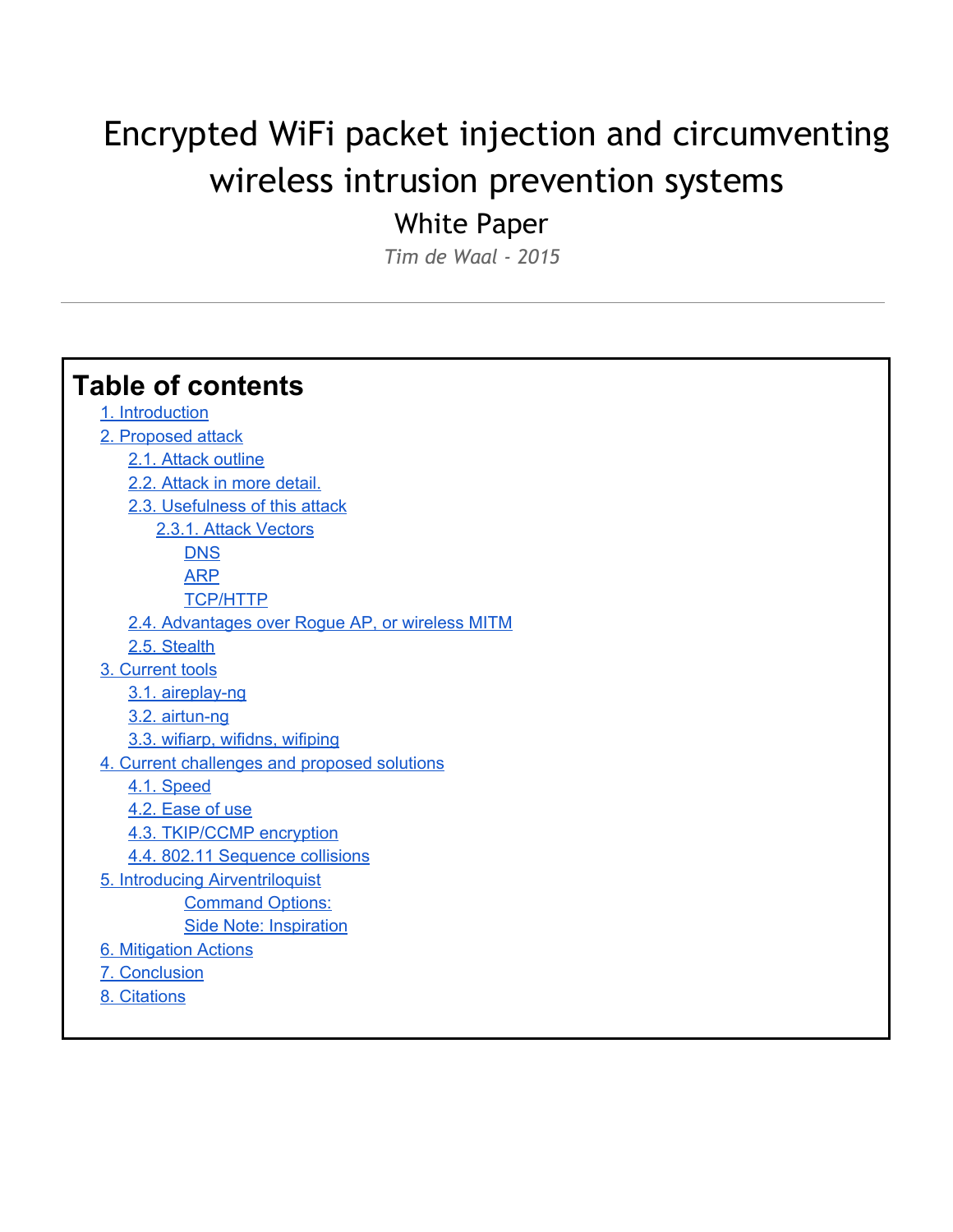# Encrypted WiFi packet injection and circumventing wireless intrusion prevention systems

## White Paper

*Tim de Waal - 2015*

---

## Table of contents

- 1. Introduction
- 2. Proposed attack
  - 2.1. Attack outline
  - 2.2. Attack in more detail.
  - 2.3. Usefulness of this attack
    - 2.3.1. Attack Vectors
      - DNS
      - ARP
      - TCP/HTTP
  - 2.4. Advantages over Rogue AP, or wireless MITM
  - 2.5. Stealth
- 3. Current tools
  - 3.1. aireplay-ng
  - 3.2. airtun-ng
  - 3.3. wifiarp, wifidns, wifiping
- 4. Current challenges and proposed solutions
  - 4.1. Speed
  - 4.2. Ease of use
  - 4.3. TKIP/CCMP encryption
  - 4.4. 802.11 Sequence collisions
- 5. Introducing Airventriloquist
  - Command Options:
  - Side Note: Inspiration
- 6. Mitigation Actions
- 7. Conclusion
- 8. Citations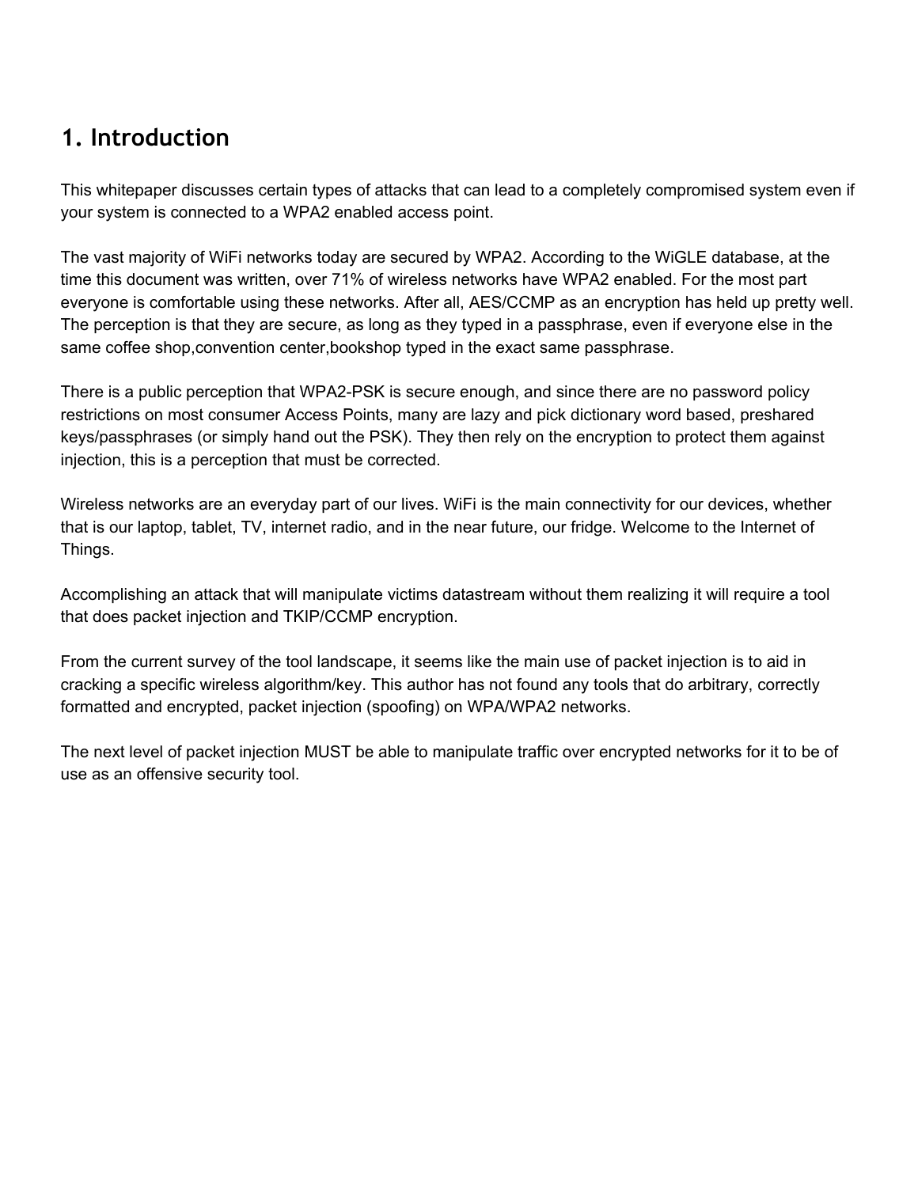## 1. Introduction

This whitepaper discusses certain types of attacks that can lead to a completely compromised system even if your system is connected to a WPA2 enabled access point.

The vast majority of WiFi networks today are secured by WPA2. According to the WiGLE database, at the time this document was written, over 71% of wireless networks have WPA2 enabled. For the most part everyone is comfortable using these networks. After all, AES/CCMP as an encryption has held up pretty well. The perception is that they are secure, as long as they typed in a passphrase, even if everyone else in the same coffee shop,convention center,bookshop typed in the exact same passphrase.

There is a public perception that WPA2-PSK is secure enough, and since there are no password policy restrictions on most consumer Access Points, many are lazy and pick dictionary word based, preshared keys/passphrases (or simply hand out the PSK). They then rely on the encryption to protect them against injection, this is a perception that must be corrected.

Wireless networks are an everyday part of our lives. WiFi is the main connectivity for our devices, whether that is our laptop, tablet, TV, internet radio, and in the near future, our fridge. Welcome to the Internet of Things.

Accomplishing an attack that will manipulate victims datastream without them realizing it will require a tool that does packet injection and TKIP/CCMP encryption.

From the current survey of the tool landscape, it seems like the main use of packet injection is to aid in cracking a specific wireless algorithm/key. This author has not found any tools that do arbitrary, correctly formatted and encrypted, packet injection (spoofing) on WPA/WPA2 networks.

The next level of packet injection MUST be able to manipulate traffic over encrypted networks for it to be of use as an offensive security tool.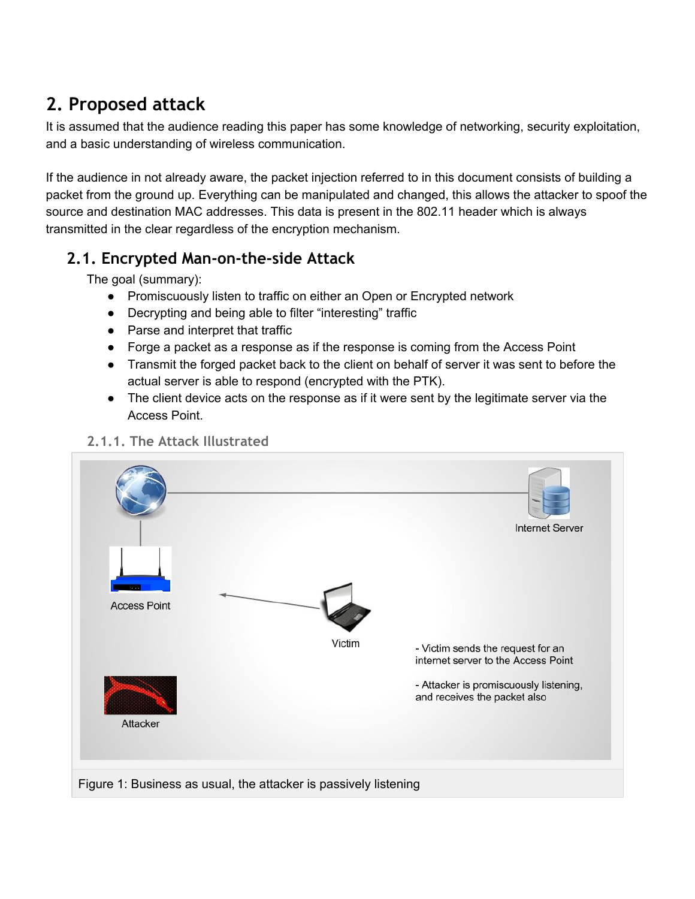## 2. Proposed attack

It is assumed that the audience reading this paper has some knowledge of networking, security exploitation, and a basic understanding of wireless communication.

If the audience in not already aware, the packet injection referred to in this document consists of building a packet from the ground up. Everything can be manipulated and changed, this allows the attacker to spoof the source and destination MAC addresses. This data is present in the 802.11 header which is always transmitted in the clear regardless of the encryption mechanism.

### 2.1. Encrypted Man-on-the-side Attack

The goal (summary):

- Promiscuously listen to traffic on either an Open or Encrypted network
- Decrypting and being able to filter “interesting” traffic
- Parse and interpret that traffic
- Forge a packet as a response as if the response is coming from the Access Point
- Transmit the forged packet back to the client on behalf of server it was sent to before the actual server is able to respond (encrypted with the PTK).
- The client device acts on the response as if it were sent by the legitimate server via the Access Point.

#### 2.1.1. The Attack Illustrated

Internet Server

Access Point

Victim

- Victim sends the request for an internet server to the Access Point

- Attacker is promiscuously listening, and receives the packet also

Attacker

Figure 1: Business as usual, the attacker is passively listening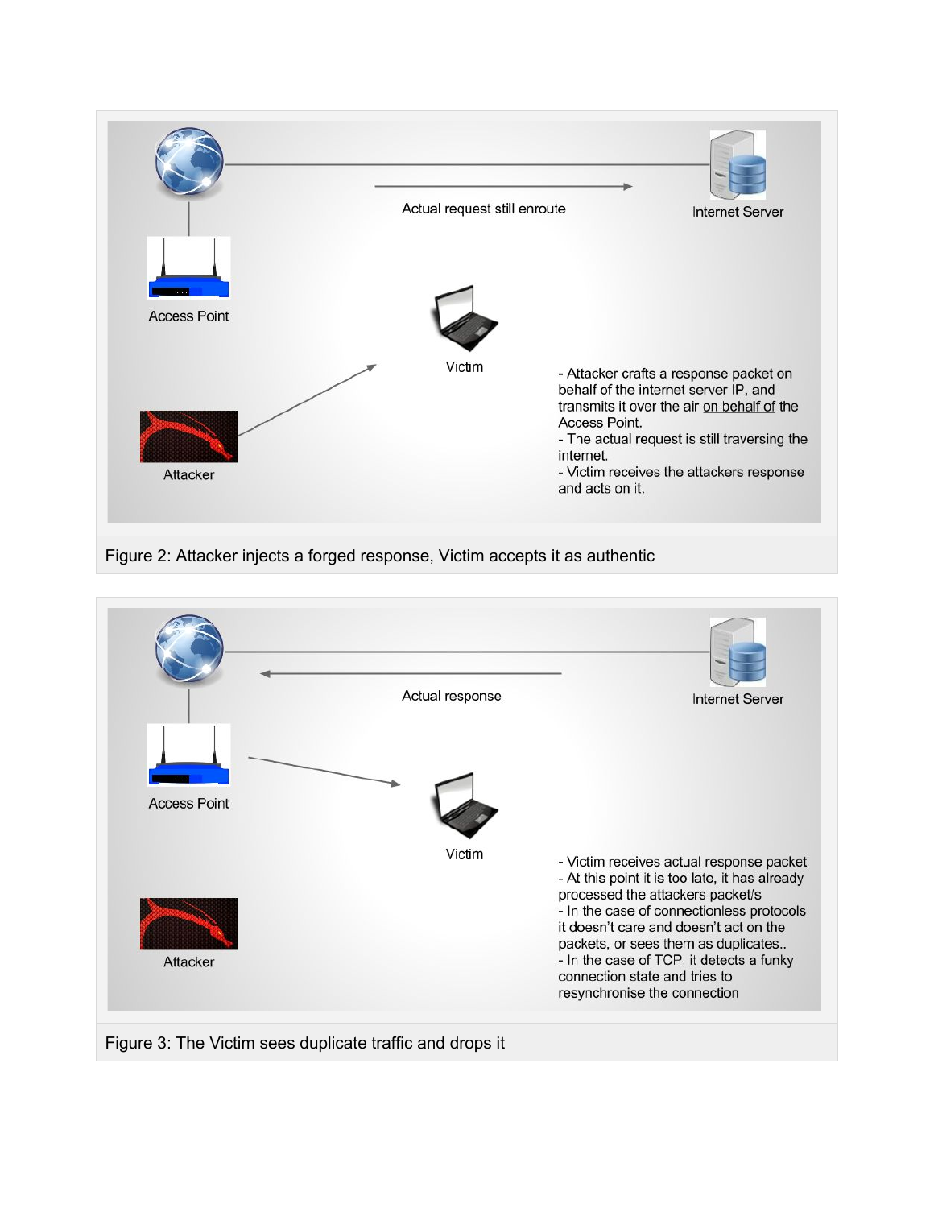Actual request still enroute

Internet Server

Access Point

Victim

Attacker

- Attacker crafts a response packet on behalf of the internet server IP, and transmits it over the air on behalf of the Access Point.
- The actual request is still traversing the internet.
- Victim receives the attackers response and acts on it.

Figure 2: Attacker injects a forged response, Victim accepts it as authentic

Actual response

Internet Server

Access Point

Victim

Attacker

- Victim receives actual response packet
- At this point it is too late, it has already processed the attackers packet/s
- In the case of connectionless protocols it doesn't care and doesn't act on the packets, or sees them as duplicates..
- In the case of TCP, it detects a funky connection state and tries to resynchronise the connection

Figure 3: The Victim sees duplicate traffic and drops it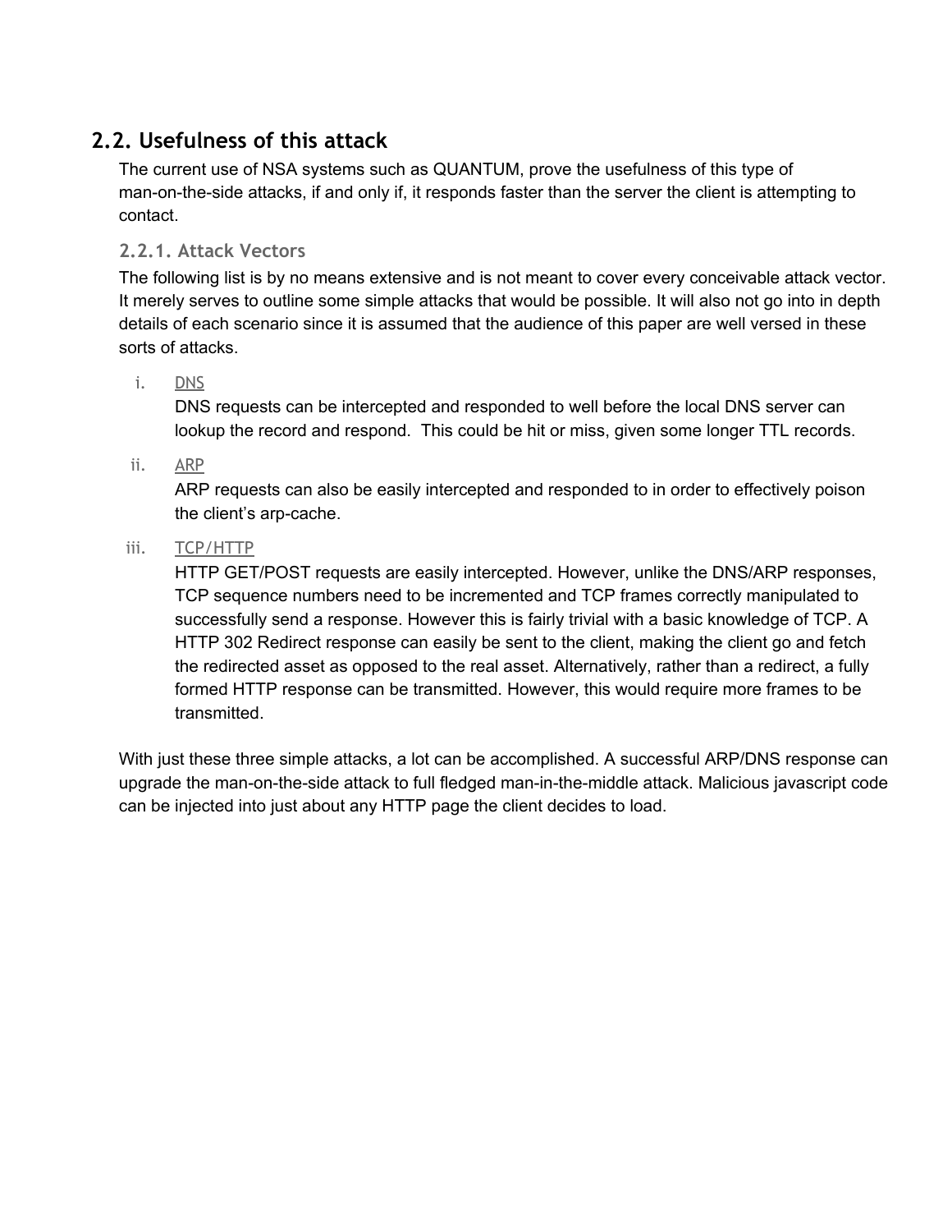## 2.2. Usefulness of this attack

The current use of NSA systems such as QUANTUM, prove the usefulness of this type of man-on-the-side attacks, if and only if, it responds faster than the server the client is attempting to contact.

### 2.2.1. Attack Vectors

The following list is by no means extensive and is not meant to cover every conceivable attack vector. It merely serves to outline some simple attacks that would be possible. It will also not go into in depth details of each scenario since it is assumed that the audience of this paper are well versed in these sorts of attacks.

i. DNS
   DNS requests can be intercepted and responded to well before the local DNS server can lookup the record and respond. This could be hit or miss, given some longer TTL records.

ii. ARP
   ARP requests can also be easily intercepted and responded to in order to effectively poison the client's arp-cache.

iii. TCP/HTTP
   HTTP GET/POST requests are easily intercepted. However, unlike the DNS/ARP responses, TCP sequence numbers need to be incremented and TCP frames correctly manipulated to successfully send a response. However this is fairly trivial with a basic knowledge of TCP. A HTTP 302 Redirect response can easily be sent to the client, making the client go and fetch the redirected asset as opposed to the real asset. Alternatively, rather than a redirect, a fully formed HTTP response can be transmitted. However, this would require more frames to be transmitted.

With just these three simple attacks, a lot can be accomplished. A successful ARP/DNS response can upgrade the man-on-the-side attack to full fledged man-in-the-middle attack. Malicious javascript code can be injected into just about any HTTP page the client decides to load.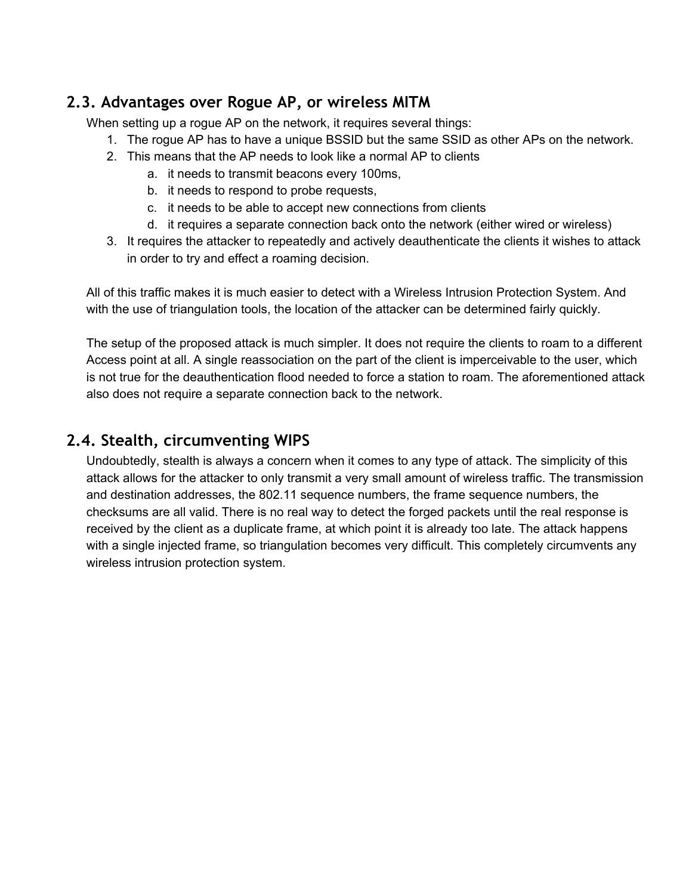## 2.3. Advantages over Rogue AP, or wireless MITM

When setting up a rogue AP on the network, it requires several things:

1. The rogue AP has to have a unique BSSID but the same SSID as other APs on the network.
2. This means that the AP needs to look like a normal AP to clients
    a. it needs to transmit beacons every 100ms,
    b. it needs to respond to probe requests,
    c. it needs to be able to accept new connections from clients
    d. it requires a separate connection back onto the network (either wired or wireless)
3. It requires the attacker to repeatedly and actively deauthenticate the clients it wishes to attack in order to try and effect a roaming decision.

All of this traffic makes it is much easier to detect with a Wireless Intrusion Protection System. And with the use of triangulation tools, the location of the attacker can be determined fairly quickly.

The setup of the proposed attack is much simpler. It does not require the clients to roam to a different Access point at all. A single reassociation on the part of the client is imperceivable to the user, which is not true for the deauthentication flood needed to force a station to roam. The aforementioned attack also does not require a separate connection back to the network.

## 2.4. Stealth, circumventing WIPS

Undoubtedly, stealth is always a concern when it comes to any type of attack. The simplicity of this attack allows for the attacker to only transmit a very small amount of wireless traffic. The transmission and destination addresses, the 802.11 sequence numbers, the frame sequence numbers, the checksums are all valid. There is no real way to detect the forged packets until the real response is received by the client as a duplicate frame, at which point it is already too late. The attack happens with a single injected frame, so triangulation becomes very difficult. This completely circumvents any wireless intrusion protection system.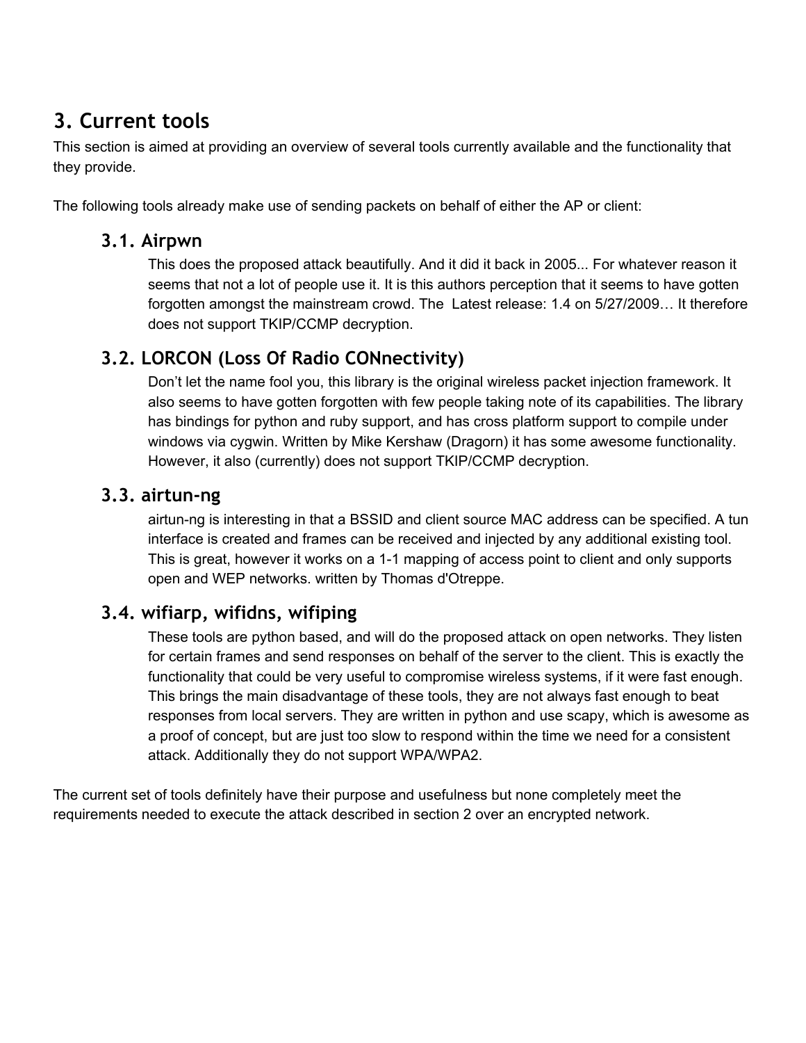## 3. Current tools

This section is aimed at providing an overview of several tools currently available and the functionality that they provide.

The following tools already make use of sending packets on behalf of either the AP or client:

### 3.1. Airpwn

This does the proposed attack beautifully. And it did it back in 2005... For whatever reason it seems that not a lot of people use it. It is this authors perception that it seems to have gotten forgotten amongst the mainstream crowd. The  Latest release: 1.4 on 5/27/2009… It therefore does not support TKIP/CCMP decryption.

### 3.2. LORCON (Loss Of Radio CONnectivity)

Don't let the name fool you, this library is the original wireless packet injection framework. It also seems to have gotten forgotten with few people taking note of its capabilities. The library has bindings for python and ruby support, and has cross platform support to compile under windows via cygwin. Written by Mike Kershaw (Dragorn) it has some awesome functionality. However, it also (currently) does not support TKIP/CCMP decryption.

### 3.3. airtun-ng

airtun-ng is interesting in that a BSSID and client source MAC address can be specified. A tun interface is created and frames can be received and injected by any additional existing tool. This is great, however it works on a 1-1 mapping of access point to client and only supports open and WEP networks. written by Thomas d'Otreppe.

### 3.4. wifiarp, wifidns, wifiping

These tools are python based, and will do the proposed attack on open networks. They listen for certain frames and send responses on behalf of the server to the client. This is exactly the functionality that could be very useful to compromise wireless systems, if it were fast enough. This brings the main disadvantage of these tools, they are not always fast enough to beat responses from local servers. They are written in python and use scapy, which is awesome as a proof of concept, but are just too slow to respond within the time we need for a consistent attack. Additionally they do not support WPA/WPA2.

The current set of tools definitely have their purpose and usefulness but none completely meet the requirements needed to execute the attack described in section 2 over an encrypted network.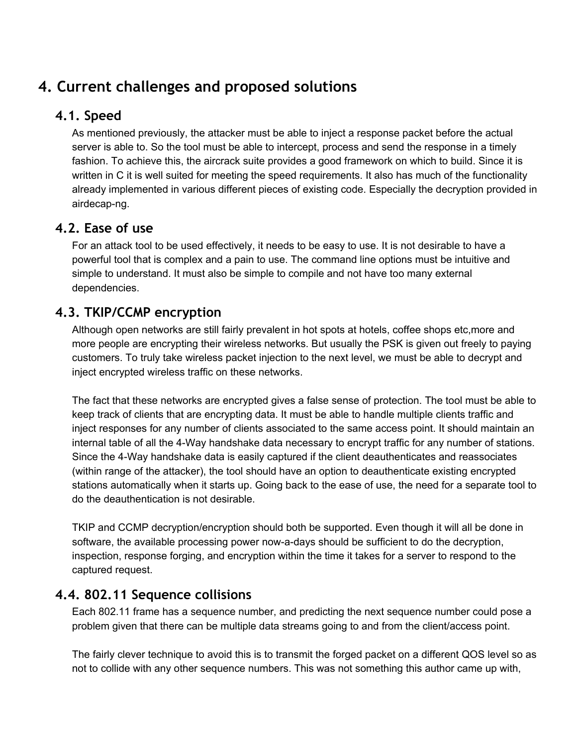# 4. Current challenges and proposed solutions

## 4.1. Speed

As mentioned previously, the attacker must be able to inject a response packet before the actual server is able to. So the tool must be able to intercept, process and send the response in a timely fashion. To achieve this, the aircrack suite provides a good framework on which to build. Since it is written in C it is well suited for meeting the speed requirements. It also has much of the functionality already implemented in various different pieces of existing code. Especially the decryption provided in airdecap-ng.

## 4.2. Ease of use

For an attack tool to be used effectively, it needs to be easy to use. It is not desirable to have a powerful tool that is complex and a pain to use. The command line options must be intuitive and simple to understand. It must also be simple to compile and not have too many external dependencies.

## 4.3. TKIP/CCMP encryption

Although open networks are still fairly prevalent in hot spots at hotels, coffee shops etc,more and more people are encrypting their wireless networks. But usually the PSK is given out freely to paying customers. To truly take wireless packet injection to the next level, we must be able to decrypt and inject encrypted wireless traffic on these networks.

The fact that these networks are encrypted gives a false sense of protection. The tool must be able to keep track of clients that are encrypting data. It must be able to handle multiple clients traffic and inject responses for any number of clients associated to the same access point. It should maintain an internal table of all the 4-Way handshake data necessary to encrypt traffic for any number of stations. Since the 4-Way handshake data is easily captured if the client deauthenticates and reassociates (within range of the attacker), the tool should have an option to deauthenticate existing encrypted stations automatically when it starts up. Going back to the ease of use, the need for a separate tool to do the deauthentication is not desirable.

TKIP and CCMP decryption/encryption should both be supported. Even though it will all be done in software, the available processing power now-a-days should be sufficient to do the decryption, inspection, response forging, and encryption within the time it takes for a server to respond to the captured request.

## 4.4. 802.11 Sequence collisions

Each 802.11 frame has a sequence number, and predicting the next sequence number could pose a problem given that there can be multiple data streams going to and from the client/access point.

The fairly clever technique to avoid this is to transmit the forged packet on a different QOS level so as not to collide with any other sequence numbers. This was not something this author came up with,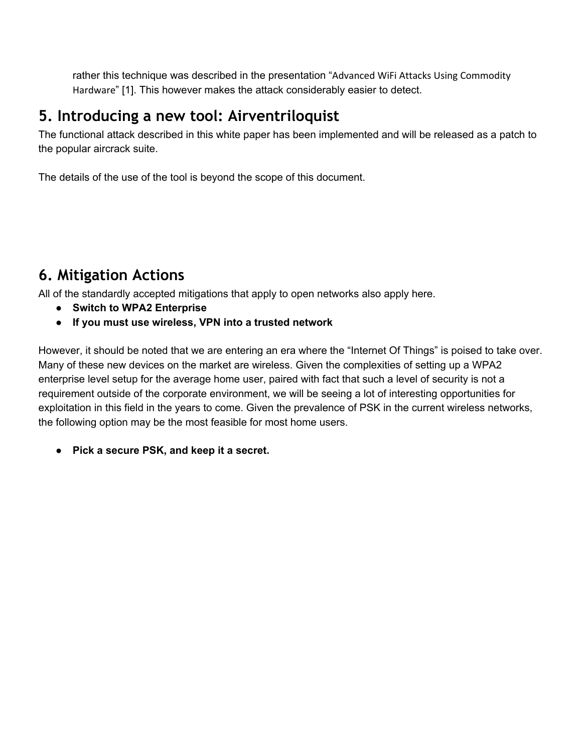rather this technique was described in the presentation "Advanced WiFi Attacks Using Commodity Hardware" [1]. This however makes the attack considerably easier to detect.

## 5. Introducing a new tool: Airventriloquist

The functional attack described in this white paper has been implemented and will be released as a patch to the popular aircrack suite.

The details of the use of the tool is beyond the scope of this document.

## 6. Mitigation Actions

All of the standardly accepted mitigations that apply to open networks also apply here.

- **Switch to WPA2 Enterprise**
- **If you must use wireless, VPN into a trusted network**

However, it should be noted that we are entering an era where the "Internet Of Things" is poised to take over. Many of these new devices on the market are wireless. Given the complexities of setting up a WPA2 enterprise level setup for the average home user, paired with fact that such a level of security is not a requirement outside of the corporate environment, we will be seeing a lot of interesting opportunities for exploitation in this field in the years to come. Given the prevalence of PSK in the current wireless networks, the following option may be the most feasible for most home users.

- **Pick a secure PSK, and keep it a secret.**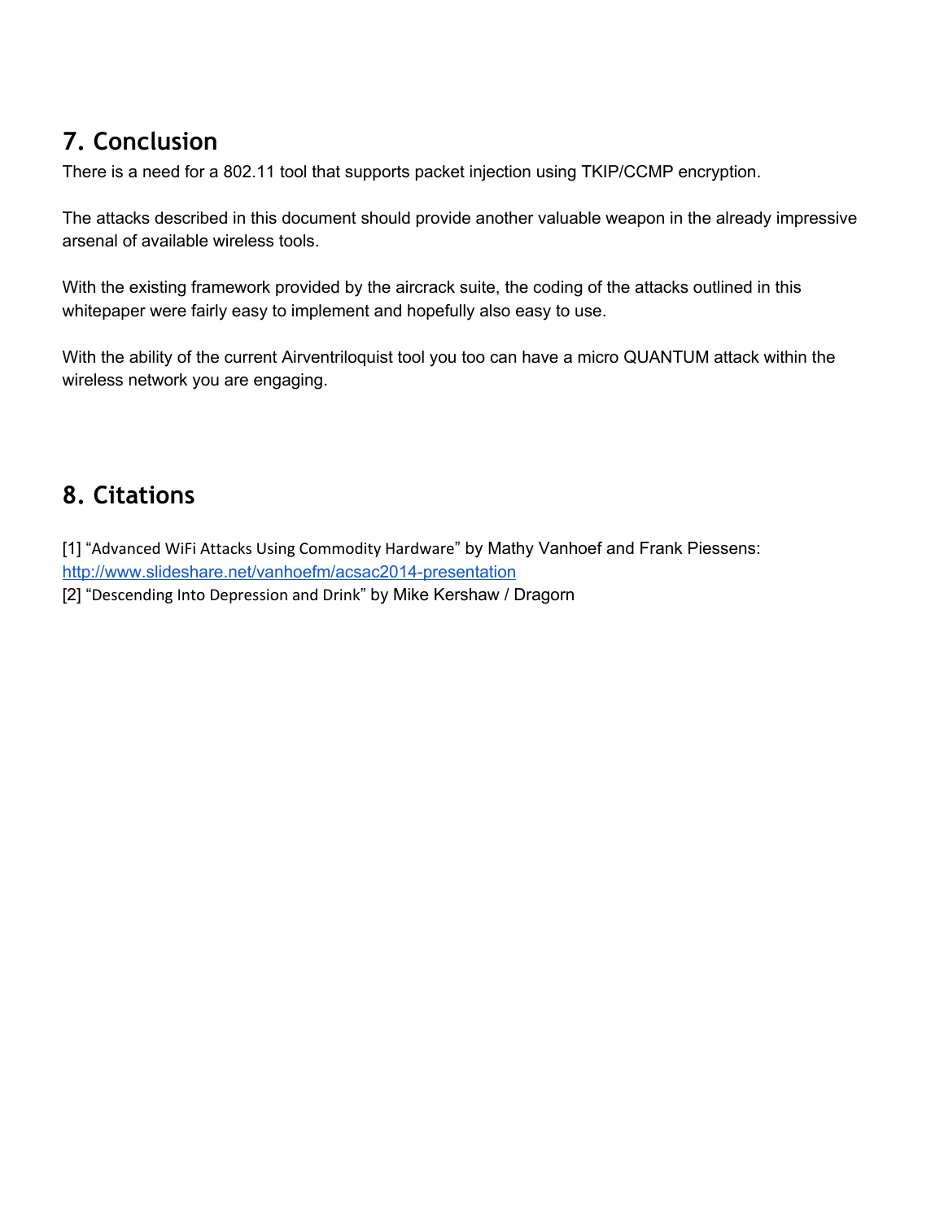## 7. Conclusion

There is a need for a 802.11 tool that supports packet injection using TKIP/CCMP encryption.

The attacks described in this document should provide another valuable weapon in the already impressive arsenal of available wireless tools.

With the existing framework provided by the aircrack suite, the coding of the attacks outlined in this whitepaper were fairly easy to implement and hopefully also easy to use.

With the ability of the current Airventriloquist tool you too can have a micro QUANTUM attack within the wireless network you are engaging.

## 8. Citations

[1] "Advanced WiFi Attacks Using Commodity Hardware" by Mathy Vanhoef and Frank Piessens: http://www.slideshare.net/vanhoefm/acsac2014-presentation
[2] "Descending Into Depression and Drink" by Mike Kershaw / Dragorn